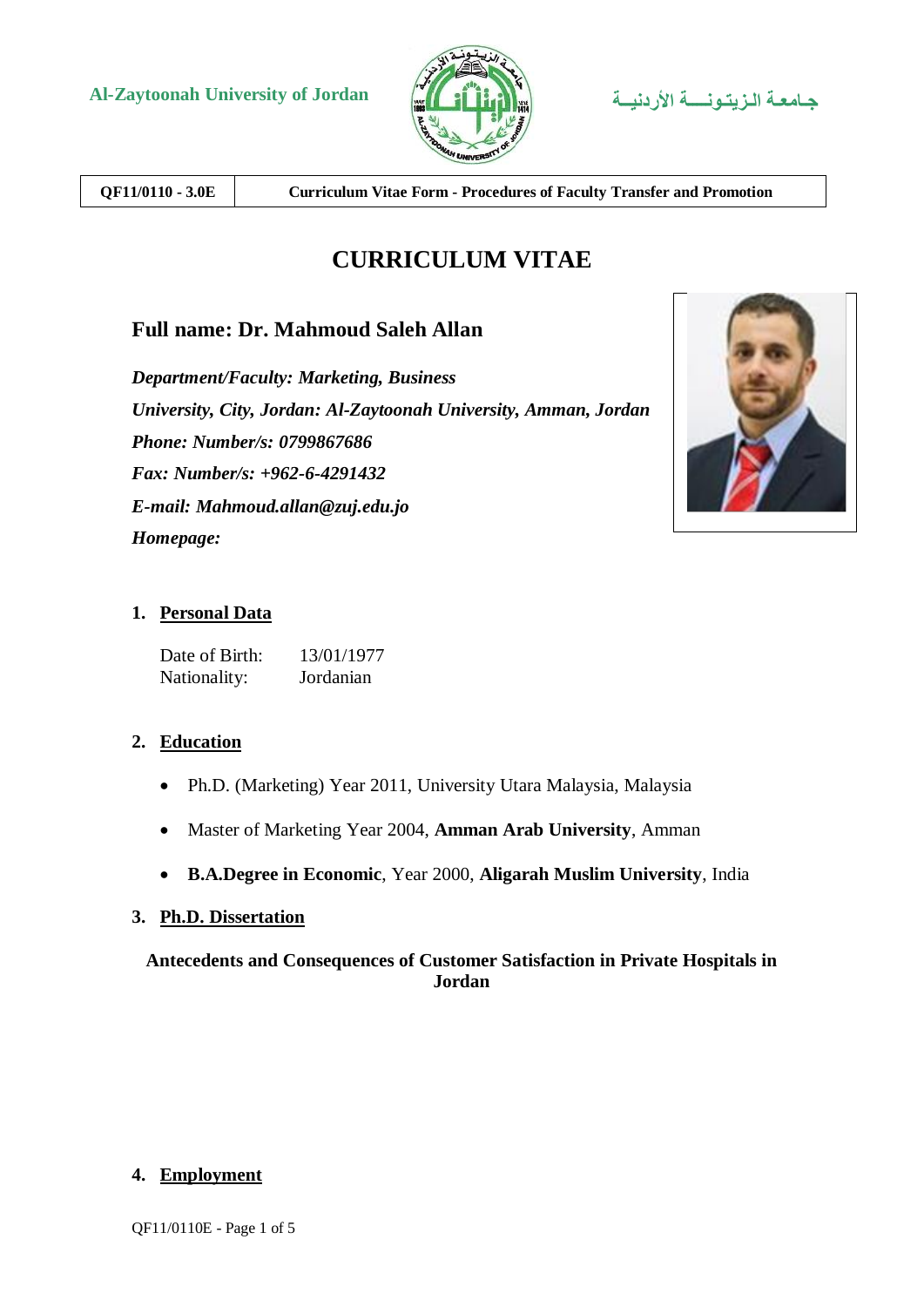Al-Zaytoonah University of Jordan

جـامعـة الـزيـتـونـــة الأردنيــة

| QF11/0110 - 3.0E | Curriculum Vitae Form - Procedures of Faculty Transfer and Promotion |
|---|---|

# CURRICULUM VITAE

## Full name: Dr. Mahmoud Saleh Allan

***Department/Faculty: Marketing, Business***

***University, City, Jordan: Al-Zaytoonah University, Amman, Jordan***

***Phone: Number/s: 0799867686***

***Fax: Number/s: +962-6-4291432***

***E-mail: Mahmoud.allan@zuj.edu.jo***

***Homepage:***

### 1. Personal Data

Date of Birth: 13/01/1977
Nationality: Jordanian

### 2. Education

- Ph.D. (Marketing) Year 2011, University Utara Malaysia, Malaysia
- Master of Marketing Year 2004, **Amman Arab University**, Amman
- **B.A.Degree in Economic**, Year 2000, **Aligarah Muslim University**, India

### 3. Ph.D. Dissertation

**Antecedents and Consequences of Customer Satisfaction in Private Hospitals in Jordan**

### 4. Employment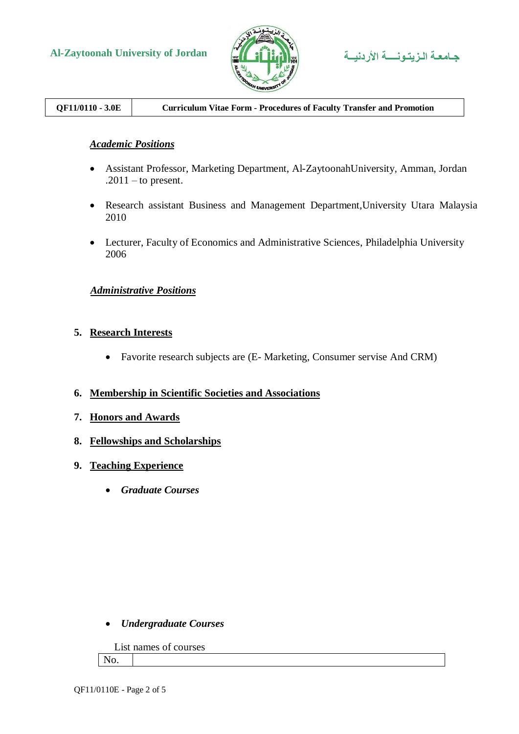*__Academic Positions__*

- Assistant Professor, Marketing Department, Al-ZaytoonahUniversity, Amman, Jordan .2011 – to present.
- Research assistant Business and Management Department,University Utara Malaysia 2010
- Lecturer, Faculty of Economics and Administrative Sciences, Philadelphia University 2006

*__Administrative Positions__*

5. **Research Interests**

   - Favorite research subjects are (E- Marketing, Consumer servise And CRM)

6. **Membership in Scientific Societies and Associations**

7. **Honors and Awards**

8. **Fellowships and Scholarships**

9. **Teaching Experience**

   - ***Graduate Courses***

   - ***Undergraduate Courses***

List names of courses

| No. | |
|---|---|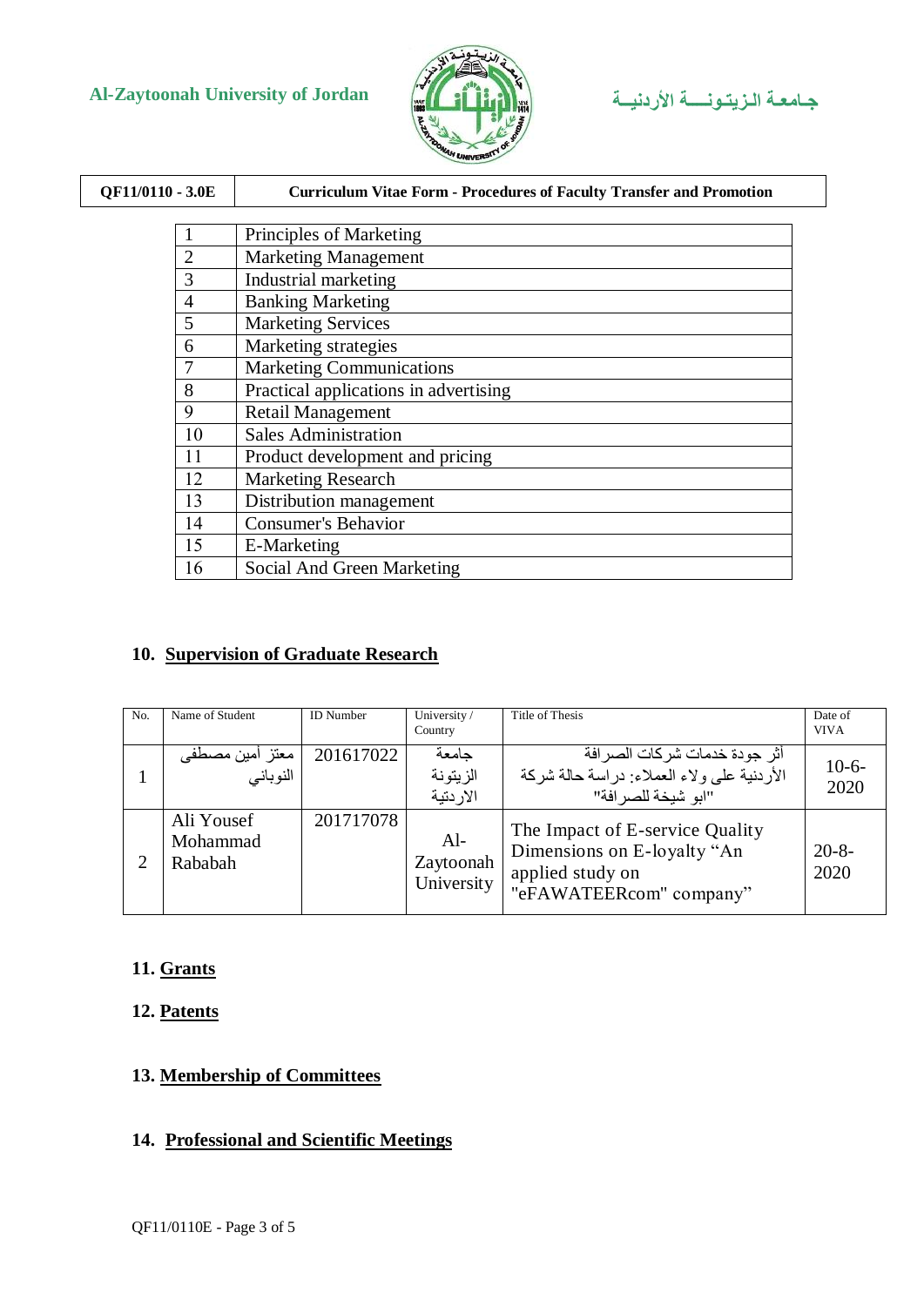| | |
|---|---|
| 1 | Principles of Marketing |
| 2 | Marketing Management |
| 3 | Industrial marketing |
| 4 | Banking Marketing |
| 5 | Marketing Services |
| 6 | Marketing strategies |
| 7 | Marketing Communications |
| 8 | Practical applications in advertising |
| 9 | Retail Management |
| 10 | Sales Administration |
| 11 | Product development and pricing |
| 12 | Marketing Research |
| 13 | Distribution management |
| 14 | Consumer's Behavior |
| 15 | E-Marketing |
| 16 | Social And Green Marketing |

## 10. Supervision of Graduate Research

| No. | Name of Student | ID Number | University / Country | Title of Thesis | Date of VIVA |
|---|---|---|---|---|---|
| 1 | معتز أمين مصطفى النوباني | 201617022 | جامعة الزيتونة الاردنية | أثر جودة خدمات شركات الصرافة الأردنية على ولاء العملاء: دراسة حالة شركة "ابو شيخة للصرافة" | 10-6-2020 |
| 2 | Ali Yousef Mohammad Rababah | 201717078 | Al-Zaytoonah University | The Impact of E-service Quality Dimensions on E-loyalty "An applied study on "eFAWATEERcom" company" | 20-8-2020 |

## 11. Grants

## 12. Patents

## 13. Membership of Committees

## 14. Professional and Scientific Meetings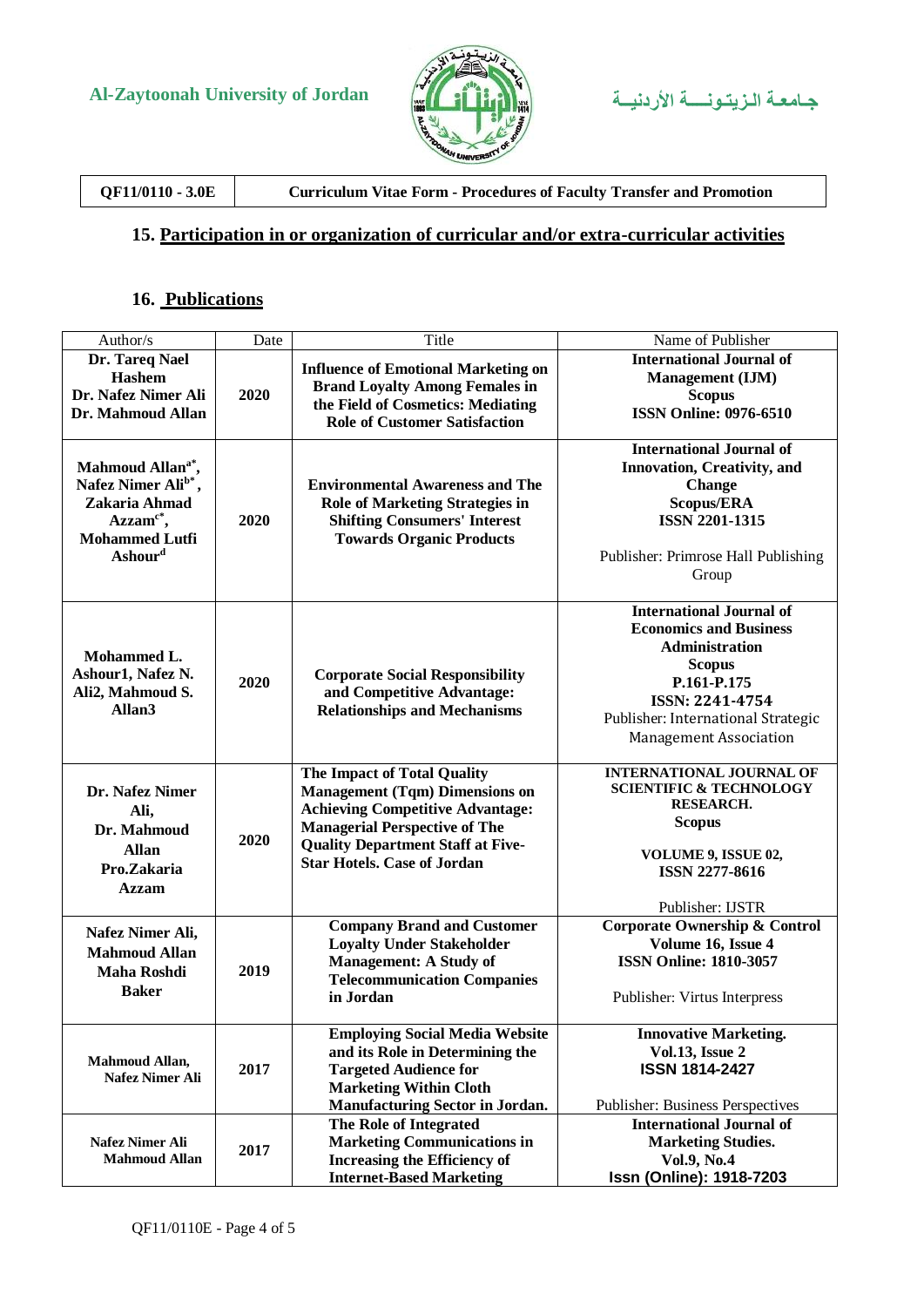## 15. Participation in or organization of curricular and/or extra-curricular activities

## 16. Publications

| Author/s | Date | Title | Name of Publisher |
|---|---|---|---|
| **Dr. Tareq Nael Hashem Dr. Nafez Nimer Ali Dr. Mahmoud Allan** | **2020** | **Influence of Emotional Marketing on Brand Loyalty Among Females in the Field of Cosmetics: Mediating Role of Customer Satisfaction** | **International Journal of Management (IJM) Scopus ISSN Online: 0976-6510** |
| **Mahmoud Allan[a*], Nafez Nimer Ali[b*], Zakaria Ahmad Azzam[c*], Mohammed Lutfi Ashour[d]** | **2020** | **Environmental Awareness and The Role of Marketing Strategies in Shifting Consumers' Interest Towards Organic Products** | **International Journal of Innovation, Creativity, and Change Scopus/ERA ISSN 2201-1315** Publisher: Primrose Hall Publishing Group |
| **Mohammed L. Ashour1, Nafez N. Ali2, Mahmoud S. Allan3** | **2020** | **Corporate Social Responsibility and Competitive Advantage: Relationships and Mechanisms** | **International Journal of Economics and Business Administration Scopus P.161-P.175 ISSN: 2241-4754** Publisher: International Strategic Management Association |
| **Dr. Nafez Nimer Ali, Dr. Mahmoud Allan Pro.Zakaria Azzam** | **2020** | **The Impact of Total Quality Management (Tqm) Dimensions on Achieving Competitive Advantage: Managerial Perspective of The Quality Department Staff at Five-Star Hotels. Case of Jordan** | **INTERNATIONAL JOURNAL OF SCIENTIFIC & TECHNOLOGY RESEARCH. Scopus VOLUME 9, ISSUE 02, ISSN 2277-8616** Publisher: IJSTR |
| **Nafez Nimer Ali, Mahmoud Allan Maha Roshdi Baker** | **2019** | **Company Brand and Customer Loyalty Under Stakeholder Management: A Study of Telecommunication Companies in Jordan** | **Corporate Ownership & Control Volume 16, Issue 4 ISSN Online: 1810-3057** Publisher: Virtus Interpress |
| **Mahmoud Allan, Nafez Nimer Ali** | **2017** | **Employing Social Media Website and its Role in Determining the Targeted Audience for Marketing Within Cloth Manufacturing Sector in Jordan.** | **Innovative Marketing. Vol.13, Issue 2 ISSN 1814-2427** Publisher: Business Perspectives |
| **Nafez Nimer Ali Mahmoud Allan** | **2017** | **The Role of Integrated Marketing Communications in Increasing the Efficiency of Internet-Based Marketing** | **International Journal of Marketing Studies. Vol.9, No.4 Issn (Online): 1918-7203** |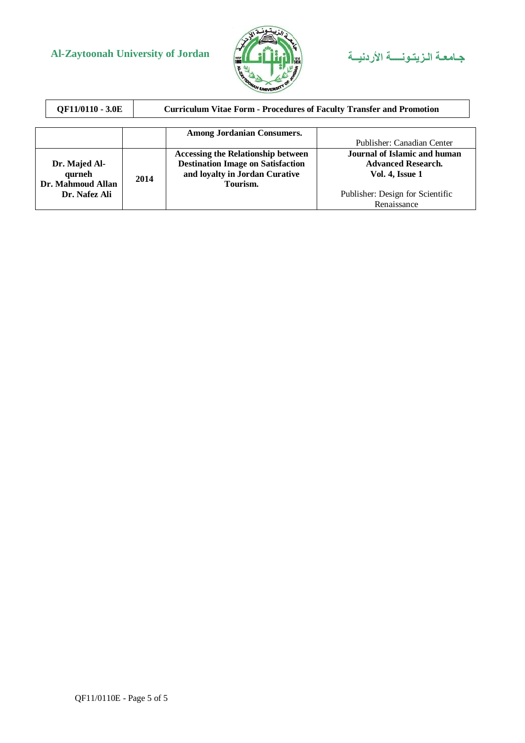| | | | |
|---|---|---|---|
| | | **Among Jordanian Consumers.** | Publisher: Canadian Center |
| **Dr. Majed Al-qurneh**<br>**Dr. Mahmoud Allan**<br>**Dr. Nafez Ali** | **2014** | **Accessing the Relationship between Destination Image on Satisfaction and loyalty in Jordan Curative Tourism.** | **Journal of Islamic and human Advanced Research.**<br>**Vol. 4, Issue 1**<br><br>Publisher: Design for Scientific Renaissance |